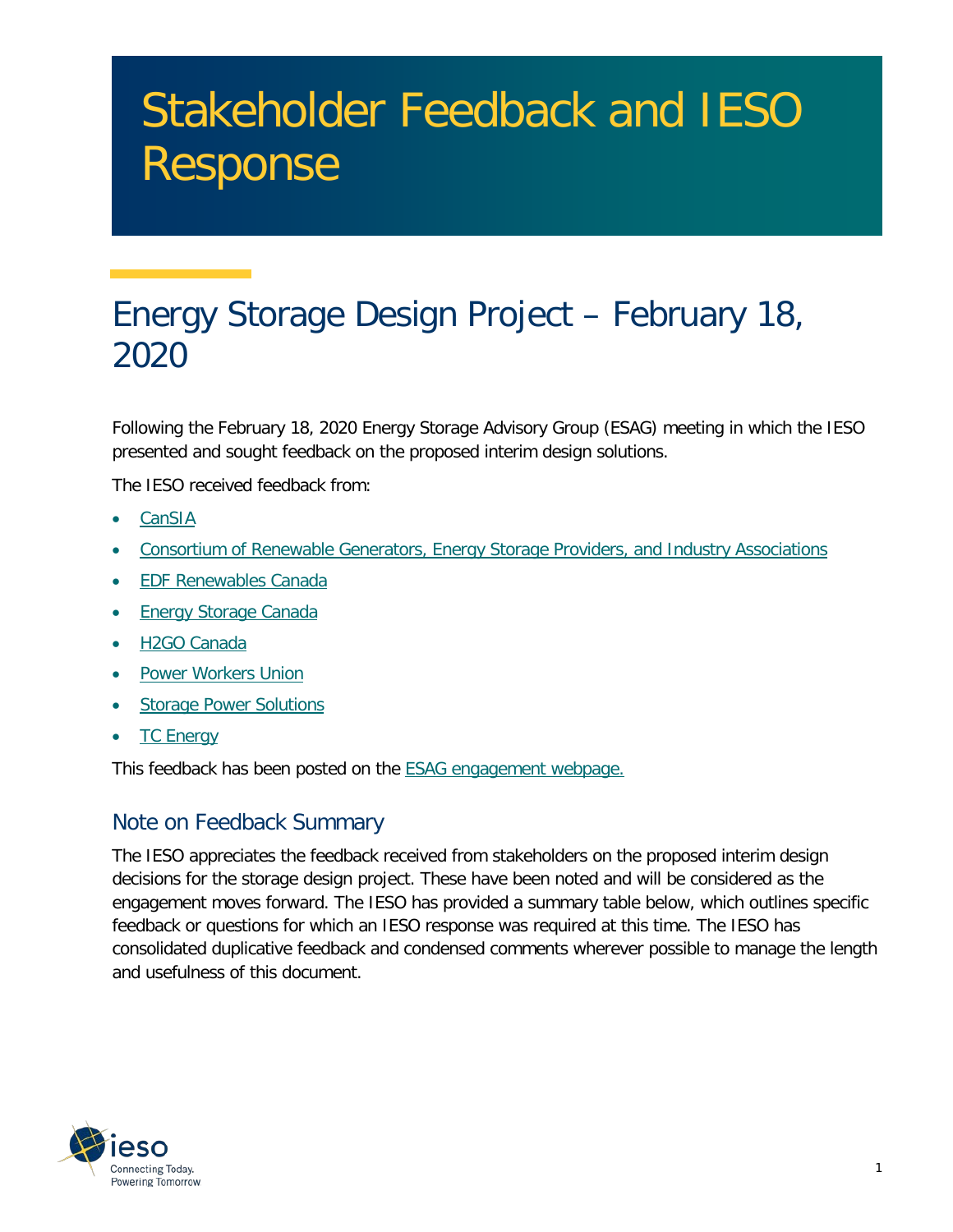# Stakeholder Feedback and IESO Response

## Energy Storage Design Project – February 18, 2020

Following the February 18, 2020 Energy Storage Advisory Group (ESAG) meeting in which the IESO presented and sought feedback on the proposed interim design solutions.

The IESO received feedback from:

- CanSIA
- Consortium of Renewable Generators, Energy Storage Providers, and Industry Associations
- EDF Renewables Canada
- Energy Storage Canada
- H2GO Canada
- Power Workers Union
- Storage Power Solutions
- TC Energy

This feedback has been posted on the ESAG engagement webpage.

### Note on Feedback Summary

The IESO appreciates the feedback received from stakeholders on the proposed interim design decisions for the storage design project. These have been noted and will be considered as the engagement moves forward. The IESO has provided a summary table below, which outlines specific feedback or questions for which an IESO response was required at this time. The IESO has consolidated duplicative feedback and condensed comments wherever possible to manage the length and usefulness of this document.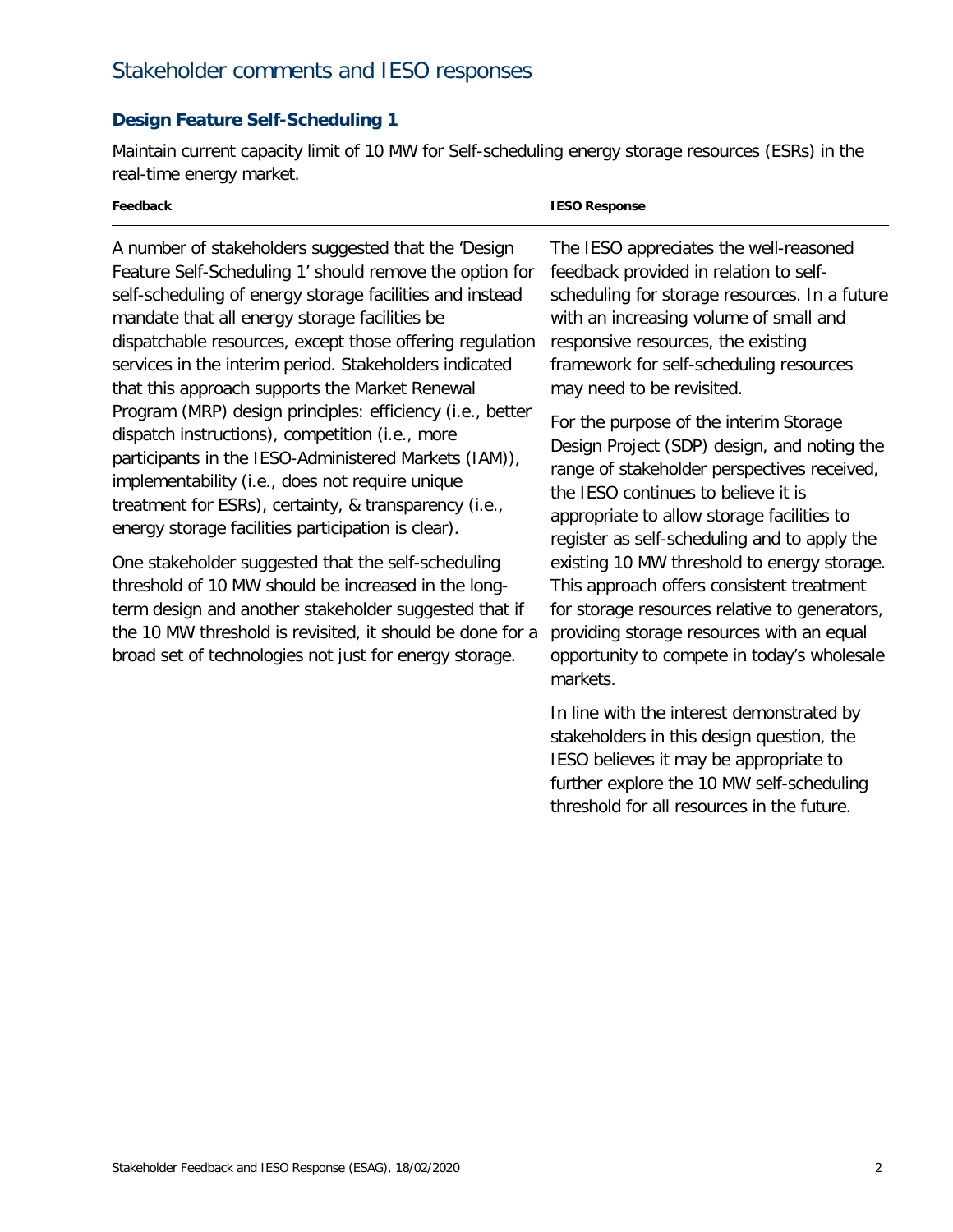## Stakeholder comments and IESO responses

### Design Feature Self-Scheduling 1

Maintain current capacity limit of 10 MW for Self-scheduling energy storage resources (ESRs) in the real-time energy market.

| Feedback | IESO Response |
| --- | --- |
| A number of stakeholders suggested that the 'Design Feature Self-Scheduling 1' should remove the option for self-scheduling of energy storage facilities and instead mandate that all energy storage facilities be dispatchable resources, except those offering regulation services in the interim period. Stakeholders indicated that this approach supports the Market Renewal Program (MRP) design principles: efficiency (i.e., better dispatch instructions), competition (i.e., more participants in the IESO-Administered Markets (IAM)), implementability (i.e., does not require unique treatment for ESRs), certainty, & transparency (i.e., energy storage facilities participation is clear).<br><br>One stakeholder suggested that the self-scheduling threshold of 10 MW should be increased in the long-term design and another stakeholder suggested that if the 10 MW threshold is revisited, it should be done for a broad set of technologies not just for energy storage. | The IESO appreciates the well-reasoned feedback provided in relation to self-scheduling for storage resources. In a future with an increasing volume of small and responsive resources, the existing framework for self-scheduling resources may need to be revisited.<br><br>For the purpose of the interim Storage Design Project (SDP) design, and noting the range of stakeholder perspectives received, the IESO continues to believe it is appropriate to allow storage facilities to register as self-scheduling and to apply the existing 10 MW threshold to energy storage. This approach offers consistent treatment for storage resources relative to generators, providing storage resources with an equal opportunity to compete in today's wholesale markets.<br><br>In line with the interest demonstrated by stakeholders in this design question, the IESO believes it may be appropriate to further explore the 10 MW self-scheduling threshold for all resources in the future. |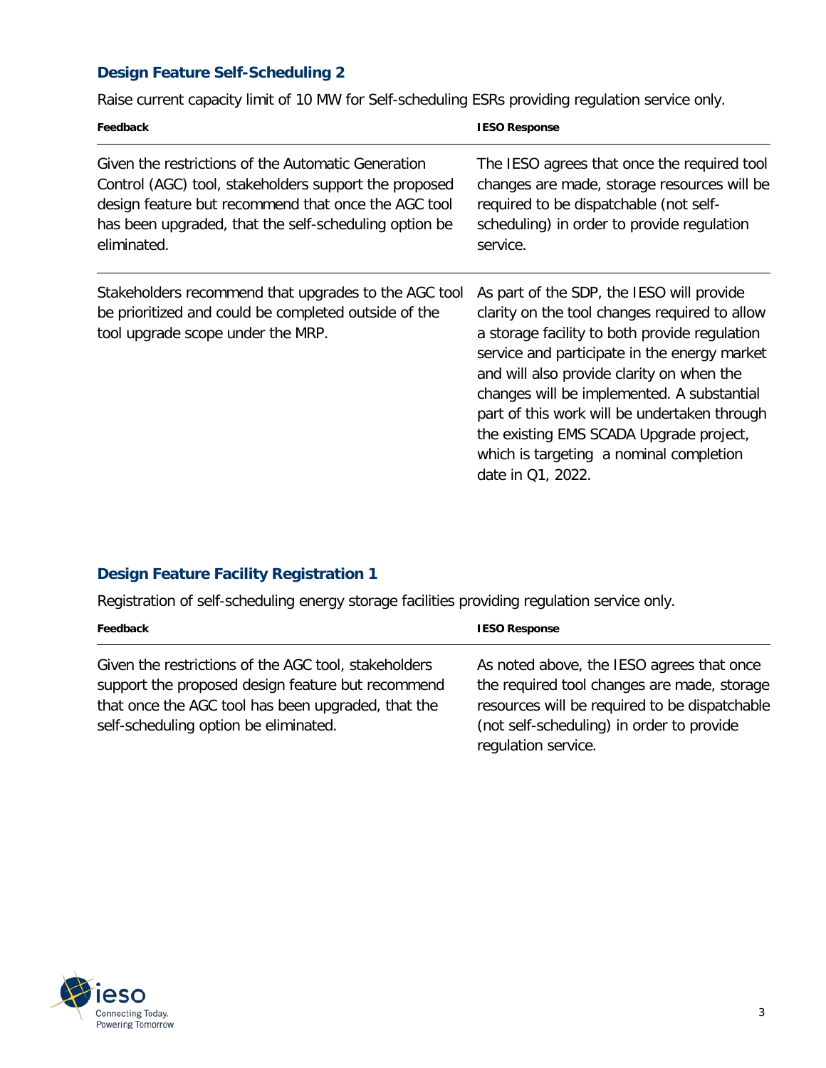### Design Feature Self-Scheduling 2

Raise current capacity limit of 10 MW for Self-scheduling ESRs providing regulation service only.

| Feedback | IESO Response |
| --- | --- |
| Given the restrictions of the Automatic Generation Control (AGC) tool, stakeholders support the proposed design feature but recommend that once the AGC tool has been upgraded, that the self-scheduling option be eliminated. | The IESO agrees that once the required tool changes are made, storage resources will be required to be dispatchable (not self-scheduling) in order to provide regulation service. |
| Stakeholders recommend that upgrades to the AGC tool be prioritized and could be completed outside of the tool upgrade scope under the MRP. | As part of the SDP, the IESO will provide clarity on the tool changes required to allow a storage facility to both provide regulation service and participate in the energy market and will also provide clarity on when the changes will be implemented. A substantial part of this work will be undertaken through the existing EMS SCADA Upgrade project, which is targeting a nominal completion date in Q1, 2022. |

### Design Feature Facility Registration 1

Registration of self-scheduling energy storage facilities providing regulation service only.

| Feedback | IESO Response |
| --- | --- |
| Given the restrictions of the AGC tool, stakeholders support the proposed design feature but recommend that once the AGC tool has been upgraded, that the self-scheduling option be eliminated. | As noted above, the IESO agrees that once the required tool changes are made, storage resources will be required to be dispatchable (not self-scheduling) in order to provide regulation service. |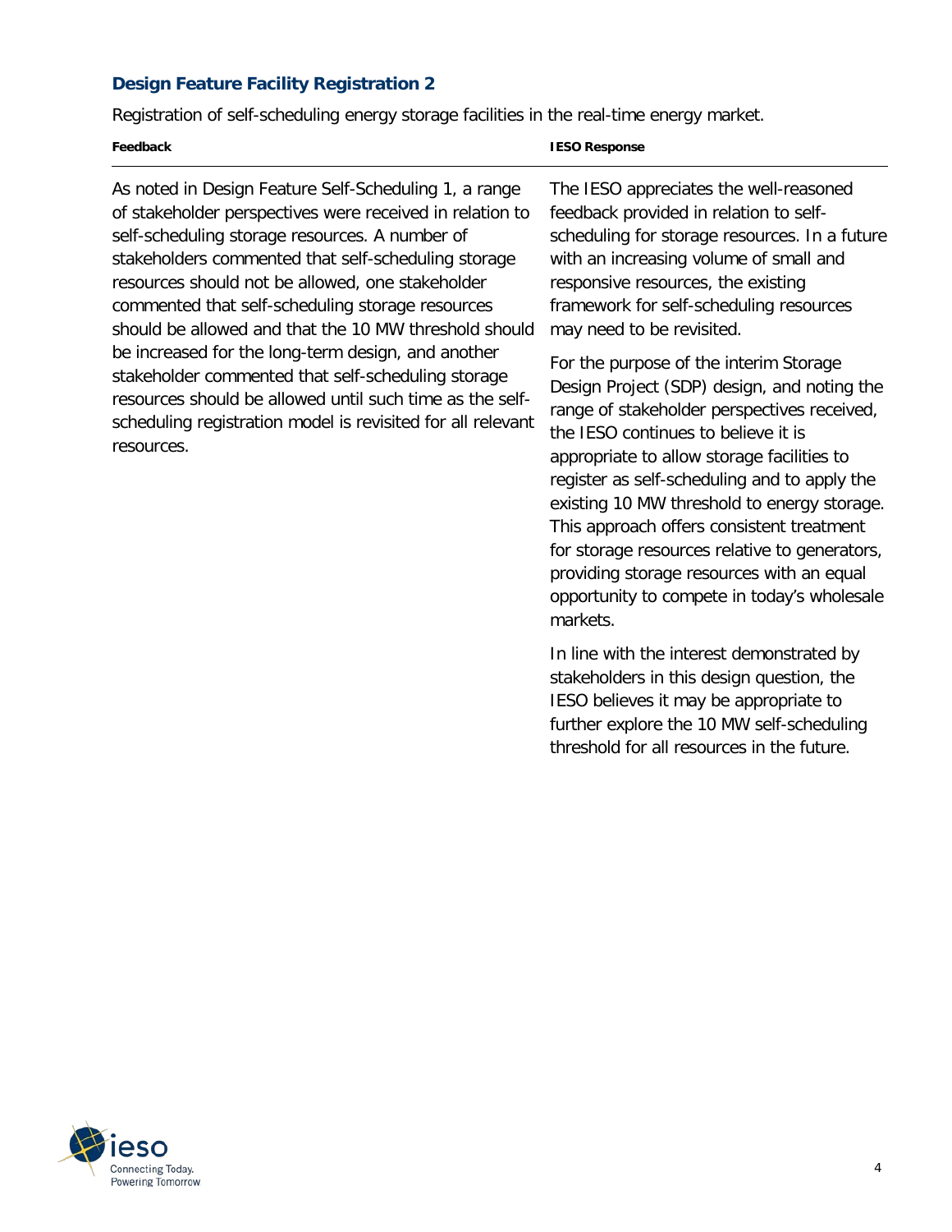### Design Feature Facility Registration 2

Registration of self-scheduling energy storage facilities in the real-time energy market.

| Feedback | IESO Response |
| --- | --- |
| As noted in Design Feature Self-Scheduling 1, a range of stakeholder perspectives were received in relation to self-scheduling storage resources. A number of stakeholders commented that self-scheduling storage resources should not be allowed, one stakeholder commented that self-scheduling storage resources should be allowed and that the 10 MW threshold should be increased for the long-term design, and another stakeholder commented that self-scheduling storage resources should be allowed until such time as the self-scheduling registration model is revisited for all relevant resources. | The IESO appreciates the well-reasoned feedback provided in relation to self-scheduling for storage resources. In a future with an increasing volume of small and responsive resources, the existing framework for self-scheduling resources may need to be revisited.<br><br>For the purpose of the interim Storage Design Project (SDP) design, and noting the range of stakeholder perspectives received, the IESO continues to believe it is appropriate to allow storage facilities to register as self-scheduling and to apply the existing 10 MW threshold to energy storage. This approach offers consistent treatment for storage resources relative to generators, providing storage resources with an equal opportunity to compete in today's wholesale markets.<br><br>In line with the interest demonstrated by stakeholders in this design question, the IESO believes it may be appropriate to further explore the 10 MW self-scheduling threshold for all resources in the future. |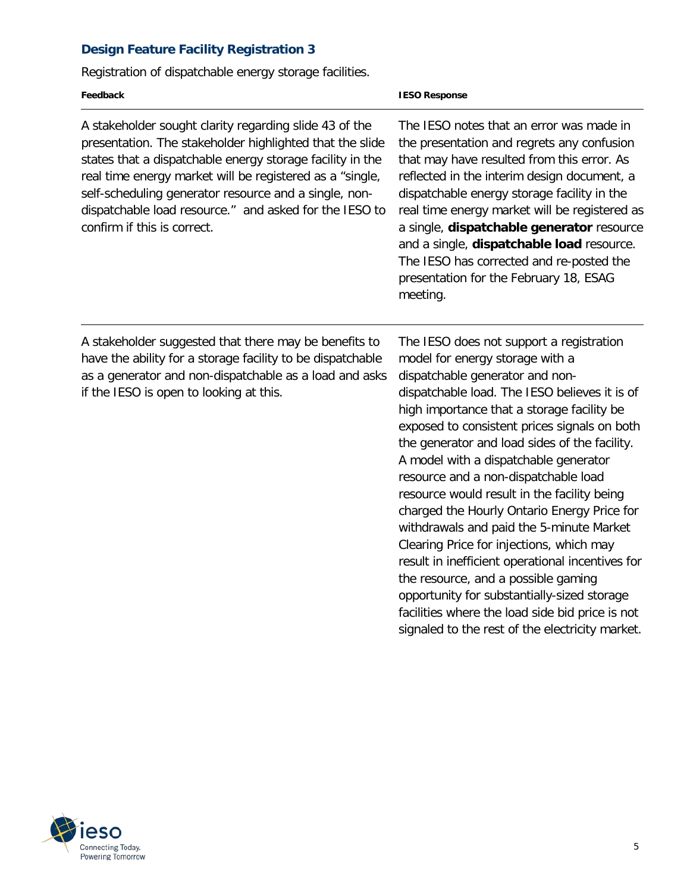### Design Feature Facility Registration 3

Registration of dispatchable energy storage facilities.

| Feedback | IESO Response |
|---|---|
| A stakeholder sought clarity regarding slide 43 of the presentation. The stakeholder highlighted that the slide states that a dispatchable energy storage facility in the real time energy market will be registered as a "single, self-scheduling generator resource and a single, non-dispatchable load resource." and asked for the IESO to confirm if this is correct. | The IESO notes that an error was made in the presentation and regrets any confusion that may have resulted from this error. As reflected in the interim design document, a dispatchable energy storage facility in the real time energy market will be registered as a single, **dispatchable generator** resource and a single, **dispatchable load** resource. The IESO has corrected and re-posted the presentation for the February 18, ESAG meeting. |
| A stakeholder suggested that there may be benefits to have the ability for a storage facility to be dispatchable as a generator and non-dispatchable as a load and asks if the IESO is open to looking at this. | The IESO does not support a registration model for energy storage with a dispatchable generator and non-dispatchable load. The IESO believes it is of high importance that a storage facility be exposed to consistent prices signals on both the generator and load sides of the facility. A model with a dispatchable generator resource and a non-dispatchable load resource would result in the facility being charged the Hourly Ontario Energy Price for withdrawals and paid the 5-minute Market Clearing Price for injections, which may result in inefficient operational incentives for the resource, and a possible gaming opportunity for substantially-sized storage facilities where the load side bid price is not signaled to the rest of the electricity market. |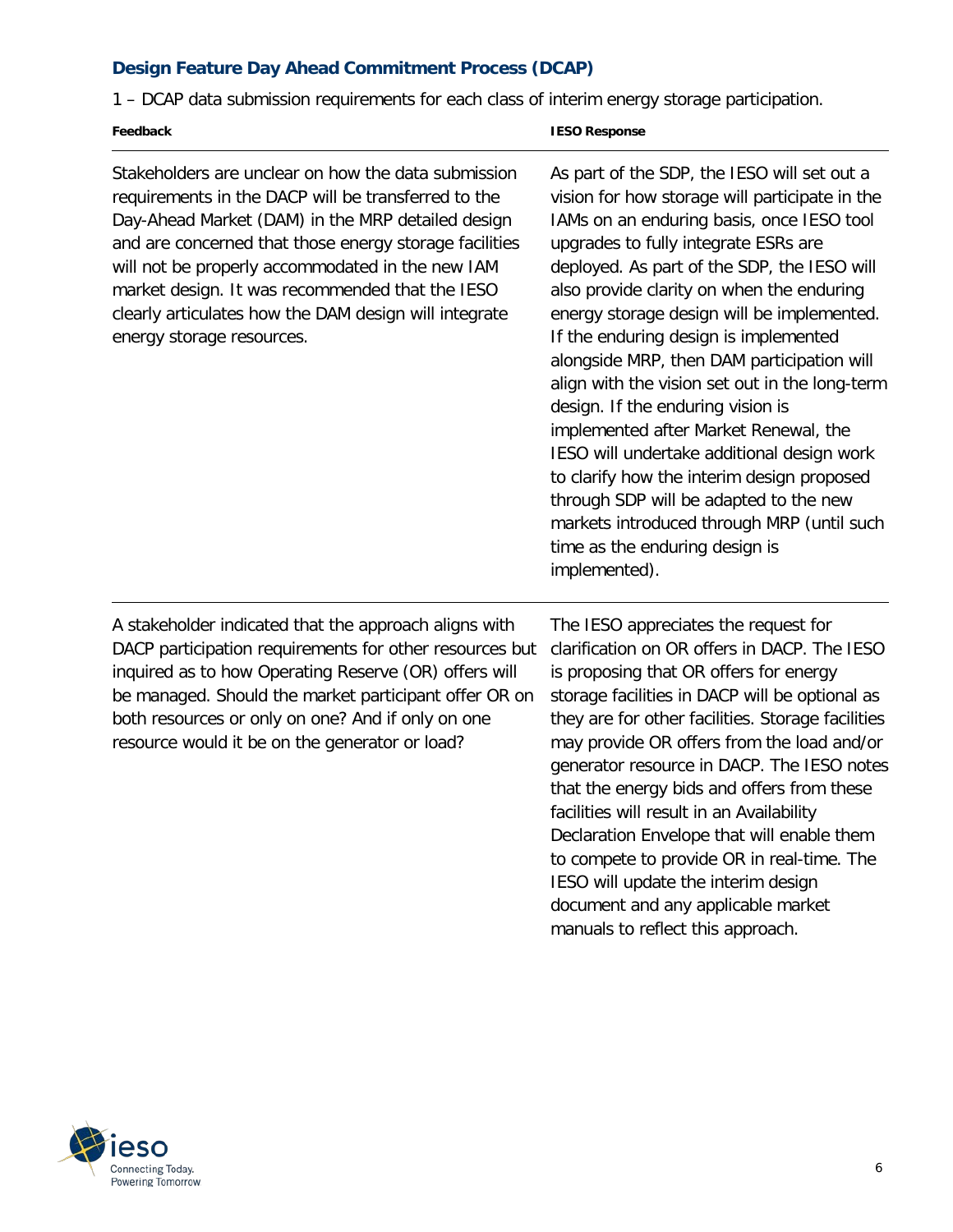### Design Feature Day Ahead Commitment Process (DCAP)

1 – DCAP data submission requirements for each class of interim energy storage participation.

| Feedback | IESO Response |
| --- | --- |
| Stakeholders are unclear on how the data submission requirements in the DACP will be transferred to the Day-Ahead Market (DAM) in the MRP detailed design and are concerned that those energy storage facilities will not be properly accommodated in the new IAM market design. It was recommended that the IESO clearly articulates how the DAM design will integrate energy storage resources. | As part of the SDP, the IESO will set out a vision for how storage will participate in the IAMs on an enduring basis, once IESO tool upgrades to fully integrate ESRs are deployed. As part of the SDP, the IESO will also provide clarity on when the enduring energy storage design will be implemented. If the enduring design is implemented alongside MRP, then DAM participation will align with the vision set out in the long-term design. If the enduring vision is implemented after Market Renewal, the IESO will undertake additional design work to clarify how the interim design proposed through SDP will be adapted to the new markets introduced through MRP (until such time as the enduring design is implemented). |
| A stakeholder indicated that the approach aligns with DACP participation requirements for other resources but inquired as to how Operating Reserve (OR) offers will be managed. Should the market participant offer OR on both resources or only on one? And if only on one resource would it be on the generator or load? | The IESO appreciates the request for clarification on OR offers in DACP. The IESO is proposing that OR offers for energy storage facilities in DACP will be optional as they are for other facilities. Storage facilities may provide OR offers from the load and/or generator resource in DACP. The IESO notes that the energy bids and offers from these facilities will result in an Availability Declaration Envelope that will enable them to compete to provide OR in real-time. The IESO will update the interim design document and any applicable market manuals to reflect this approach. |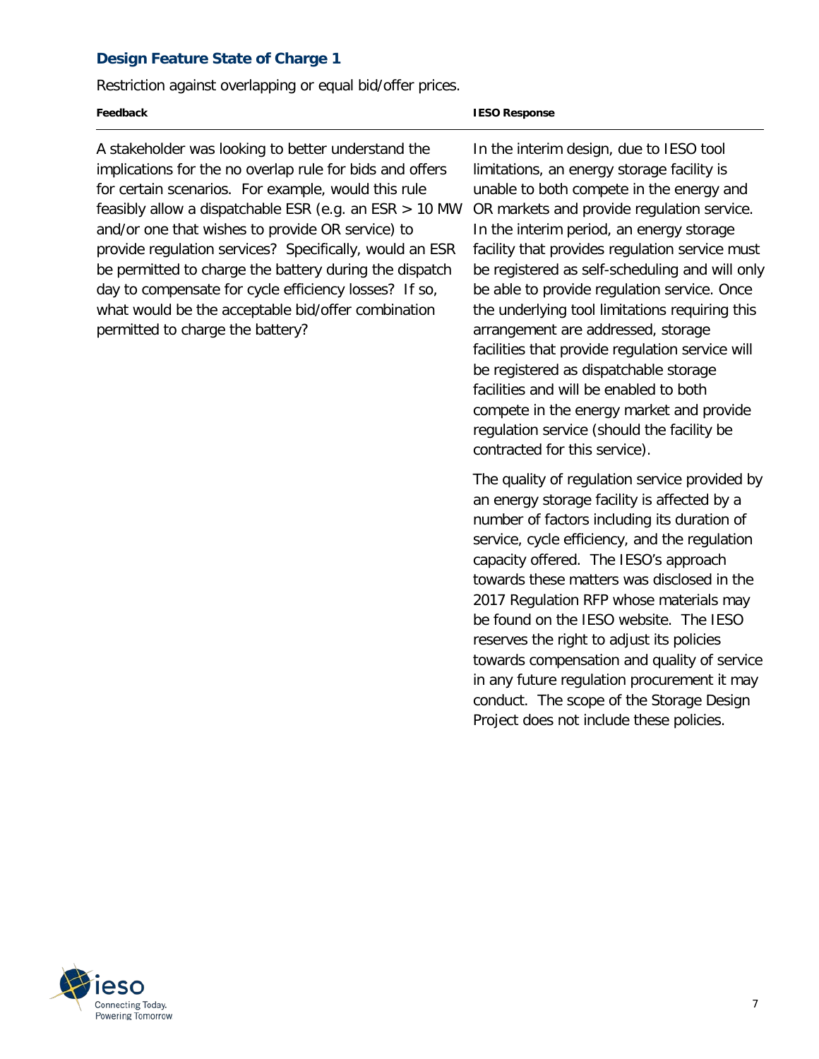### Design Feature State of Charge 1

Restriction against overlapping or equal bid/offer prices.

| Feedback | IESO Response |
|---|---|
| A stakeholder was looking to better understand the implications for the no overlap rule for bids and offers for certain scenarios. For example, would this rule feasibly allow a dispatchable ESR (e.g. an ESR > 10 MW and/or one that wishes to provide OR service) to provide regulation services? Specifically, would an ESR be permitted to charge the battery during the dispatch day to compensate for cycle efficiency losses? If so, what would be the acceptable bid/offer combination permitted to charge the battery? | In the interim design, due to IESO tool limitations, an energy storage facility is unable to both compete in the energy and OR markets and provide regulation service. In the interim period, an energy storage facility that provides regulation service must be registered as self-scheduling and will only be able to provide regulation service. Once the underlying tool limitations requiring this arrangement are addressed, storage facilities that provide regulation service will be registered as dispatchable storage facilities and will be enabled to both compete in the energy market and provide regulation service (should the facility be contracted for this service).<br><br>The quality of regulation service provided by an energy storage facility is affected by a number of factors including its duration of service, cycle efficiency, and the regulation capacity offered. The IESO's approach towards these matters was disclosed in the 2017 Regulation RFP whose materials may be found on the IESO website. The IESO reserves the right to adjust its policies towards compensation and quality of service in any future regulation procurement it may conduct. The scope of the Storage Design Project does not include these policies. |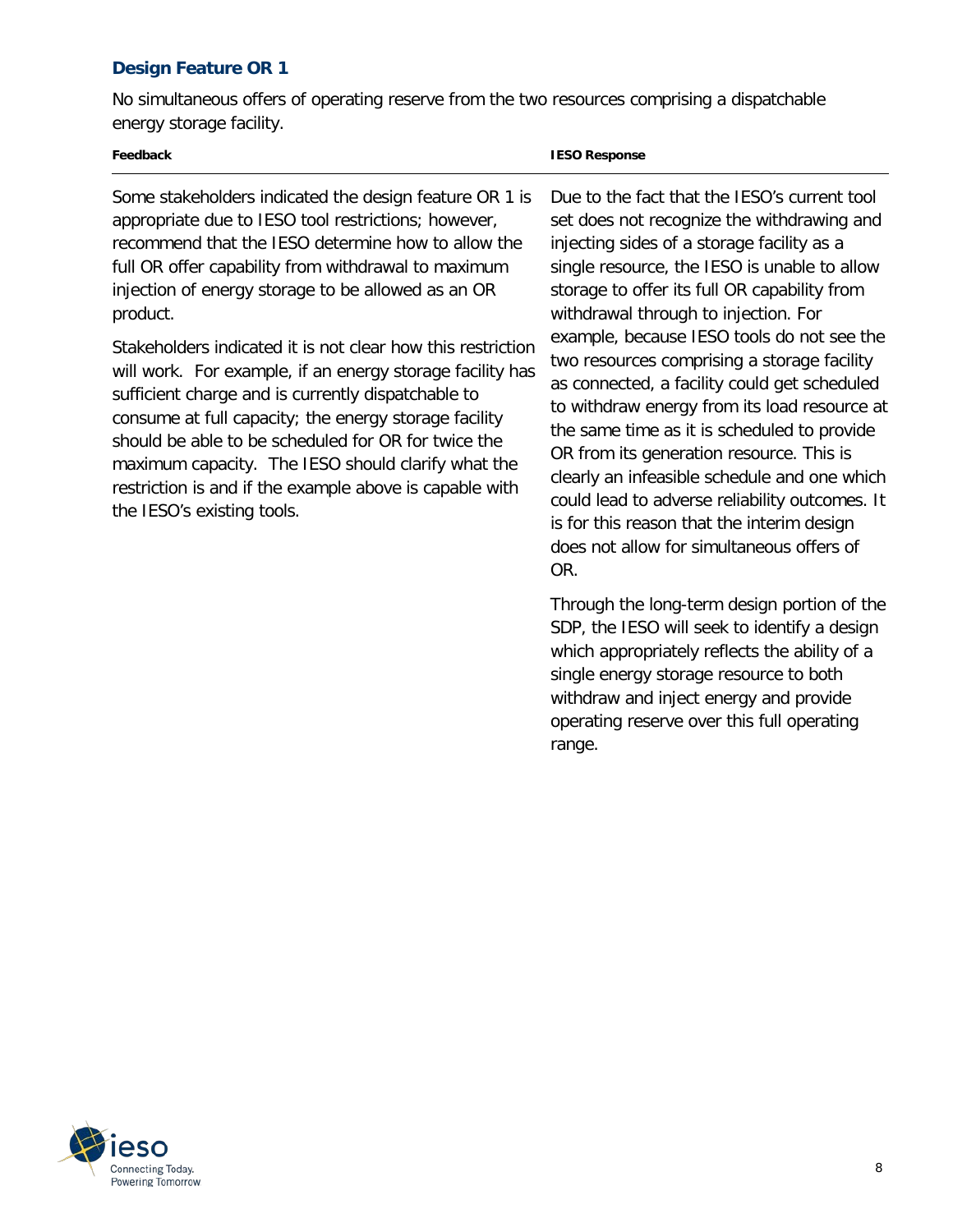### Design Feature OR 1

No simultaneous offers of operating reserve from the two resources comprising a dispatchable energy storage facility.

| Feedback | IESO Response |
| --- | --- |
| Some stakeholders indicated the design feature OR 1 is appropriate due to IESO tool restrictions; however, recommend that the IESO determine how to allow the full OR offer capability from withdrawal to maximum injection of energy storage to be allowed as an OR product.<br><br>Stakeholders indicated it is not clear how this restriction will work. For example, if an energy storage facility has sufficient charge and is currently dispatchable to consume at full capacity; the energy storage facility should be able to be scheduled for OR for twice the maximum capacity. The IESO should clarify what the restriction is and if the example above is capable with the IESO's existing tools. | Due to the fact that the IESO's current tool set does not recognize the withdrawing and injecting sides of a storage facility as a single resource, the IESO is unable to allow storage to offer its full OR capability from withdrawal through to injection. For example, because IESO tools do not see the two resources comprising a storage facility as connected, a facility could get scheduled to withdraw energy from its load resource at the same time as it is scheduled to provide OR from its generation resource. This is clearly an infeasible schedule and one which could lead to adverse reliability outcomes. It is for this reason that the interim design does not allow for simultaneous offers of OR.<br><br>Through the long-term design portion of the SDP, the IESO will seek to identify a design which appropriately reflects the ability of a single energy storage resource to both withdraw and inject energy and provide operating reserve over this full operating range. |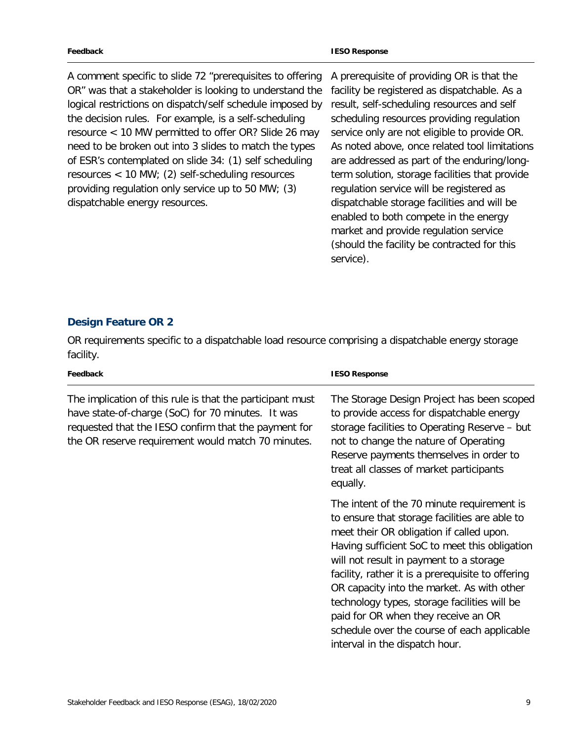| Feedback | IESO Response |
| --- | --- |
| A comment specific to slide 72 "prerequisites to offering OR" was that a stakeholder is looking to understand the logical restrictions on dispatch/self schedule imposed by the decision rules. For example, is a self-scheduling resource < 10 MW permitted to offer OR? Slide 26 may need to be broken out into 3 slides to match the types of ESR's contemplated on slide 34: (1) self scheduling resources < 10 MW; (2) self-scheduling resources providing regulation only service up to 50 MW; (3) dispatchable energy resources. | A prerequisite of providing OR is that the facility be registered as dispatchable. As a result, self-scheduling resources and self scheduling resources providing regulation service only are not eligible to provide OR. As noted above, once related tool limitations are addressed as part of the enduring/long-term solution, storage facilities that provide regulation service will be registered as dispatchable storage facilities and will be enabled to both compete in the energy market and provide regulation service (should the facility be contracted for this service). |

### Design Feature OR 2

OR requirements specific to a dispatchable load resource comprising a dispatchable energy storage facility.

| Feedback | IESO Response |
| --- | --- |
| The implication of this rule is that the participant must have state-of-charge (SoC) for 70 minutes. It was requested that the IESO confirm that the payment for the OR reserve requirement would match 70 minutes. | The Storage Design Project has been scoped to provide access for dispatchable energy storage facilities to Operating Reserve – but not to change the nature of Operating Reserve payments themselves in order to treat all classes of market participants equally.<br><br>The intent of the 70 minute requirement is to ensure that storage facilities are able to meet their OR obligation if called upon. Having sufficient SoC to meet this obligation will not result in payment to a storage facility, rather it is a prerequisite to offering OR capacity into the market. As with other technology types, storage facilities will be paid for OR when they receive an OR schedule over the course of each applicable interval in the dispatch hour. |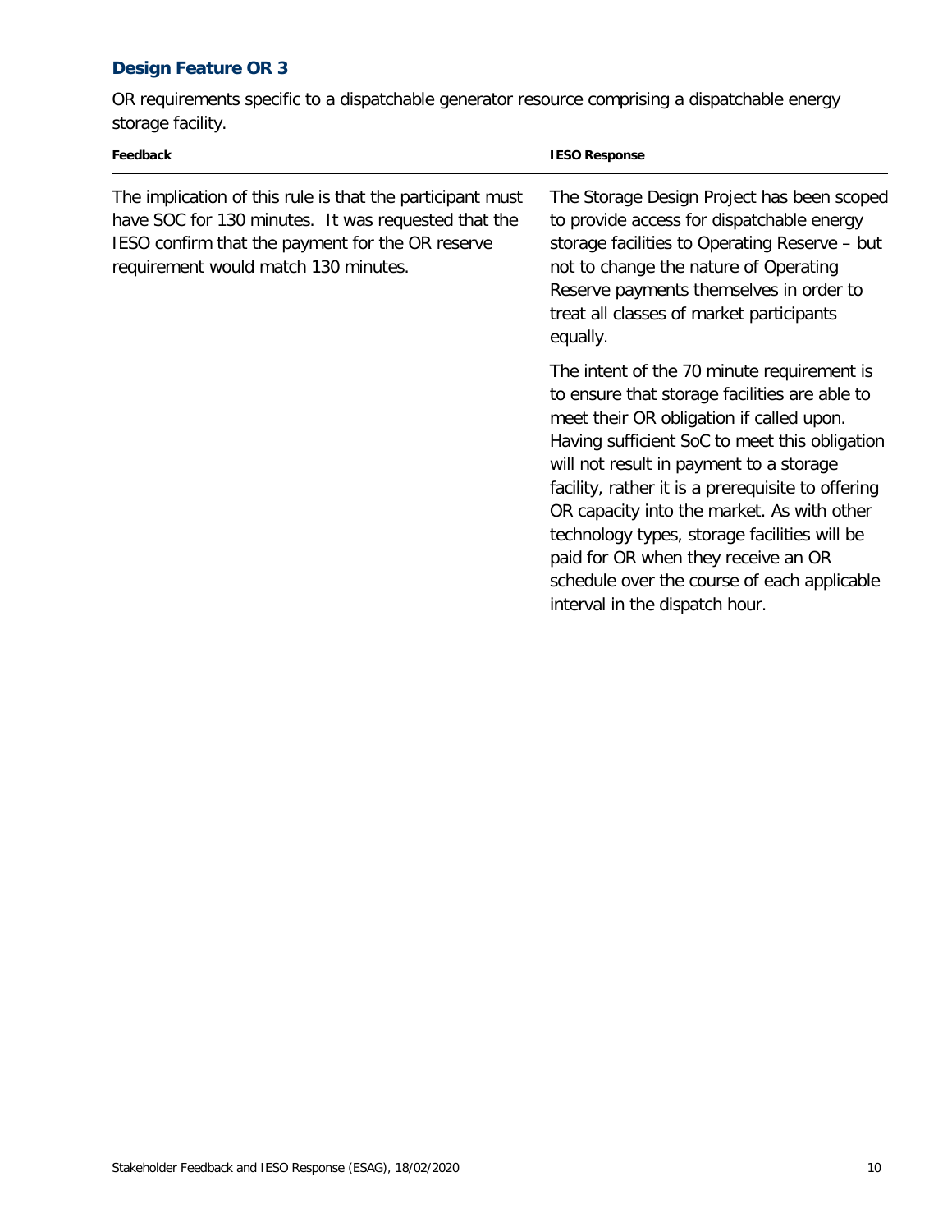### Design Feature OR 3

OR requirements specific to a dispatchable generator resource comprising a dispatchable energy storage facility.

| Feedback | IESO Response |
|---|---|
| The implication of this rule is that the participant must have SOC for 130 minutes. It was requested that the IESO confirm that the payment for the OR reserve requirement would match 130 minutes. | The Storage Design Project has been scoped to provide access for dispatchable energy storage facilities to Operating Reserve – but not to change the nature of Operating Reserve payments themselves in order to treat all classes of market participants equally.<br><br>The intent of the 70 minute requirement is to ensure that storage facilities are able to meet their OR obligation if called upon. Having sufficient SoC to meet this obligation will not result in payment to a storage facility, rather it is a prerequisite to offering OR capacity into the market. As with other technology types, storage facilities will be paid for OR when they receive an OR schedule over the course of each applicable interval in the dispatch hour. |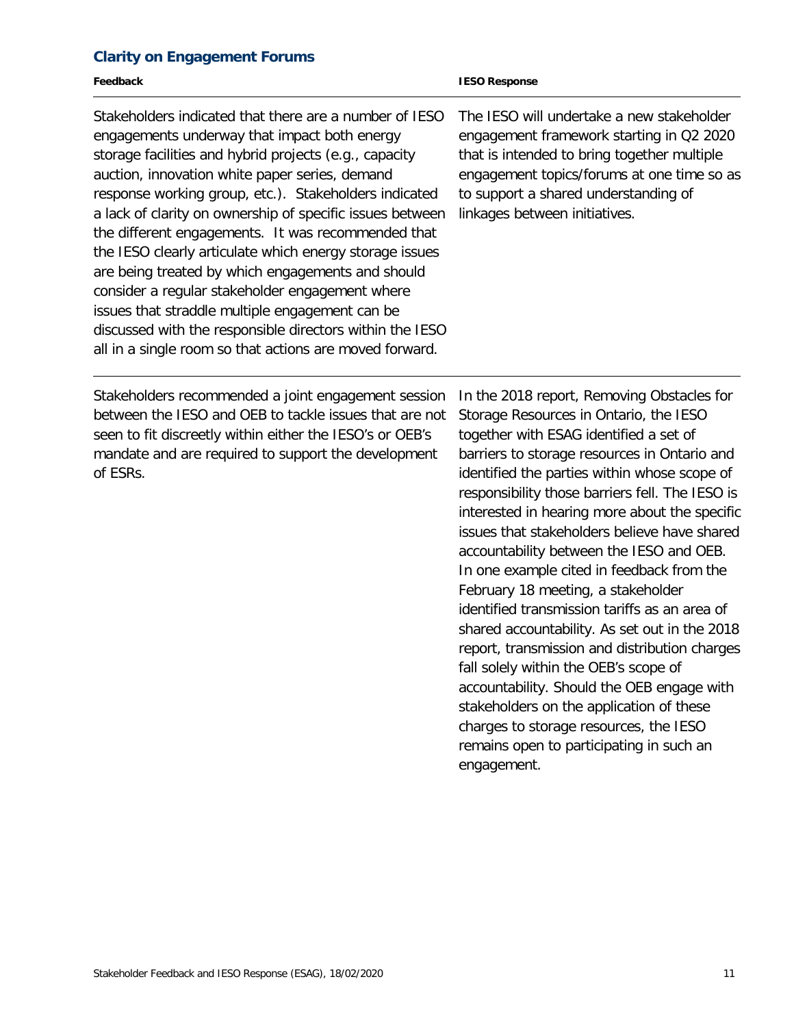## Clarity on Engagement Forums

| Feedback | IESO Response |
| --- | --- |
| Stakeholders indicated that there are a number of IESO engagements underway that impact both energy storage facilities and hybrid projects (e.g., capacity auction, innovation white paper series, demand response working group, etc.). Stakeholders indicated a lack of clarity on ownership of specific issues between the different engagements. It was recommended that the IESO clearly articulate which energy storage issues are being treated by which engagements and should consider a regular stakeholder engagement where issues that straddle multiple engagement can be discussed with the responsible directors within the IESO all in a single room so that actions are moved forward. | The IESO will undertake a new stakeholder engagement framework starting in Q2 2020 that is intended to bring together multiple engagement topics/forums at one time so as to support a shared understanding of linkages between initiatives. |
| Stakeholders recommended a joint engagement session between the IESO and OEB to tackle issues that are not seen to fit discreetly within either the IESO's or OEB's mandate and are required to support the development of ESRs. | In the 2018 report, Removing Obstacles for Storage Resources in Ontario, the IESO together with ESAG identified a set of barriers to storage resources in Ontario and identified the parties within whose scope of responsibility those barriers fell. The IESO is interested in hearing more about the specific issues that stakeholders believe have shared accountability between the IESO and OEB. In one example cited in feedback from the February 18 meeting, a stakeholder identified transmission tariffs as an area of shared accountability. As set out in the 2018 report, transmission and distribution charges fall solely within the OEB's scope of accountability. Should the OEB engage with stakeholders on the application of these charges to storage resources, the IESO remains open to participating in such an engagement. |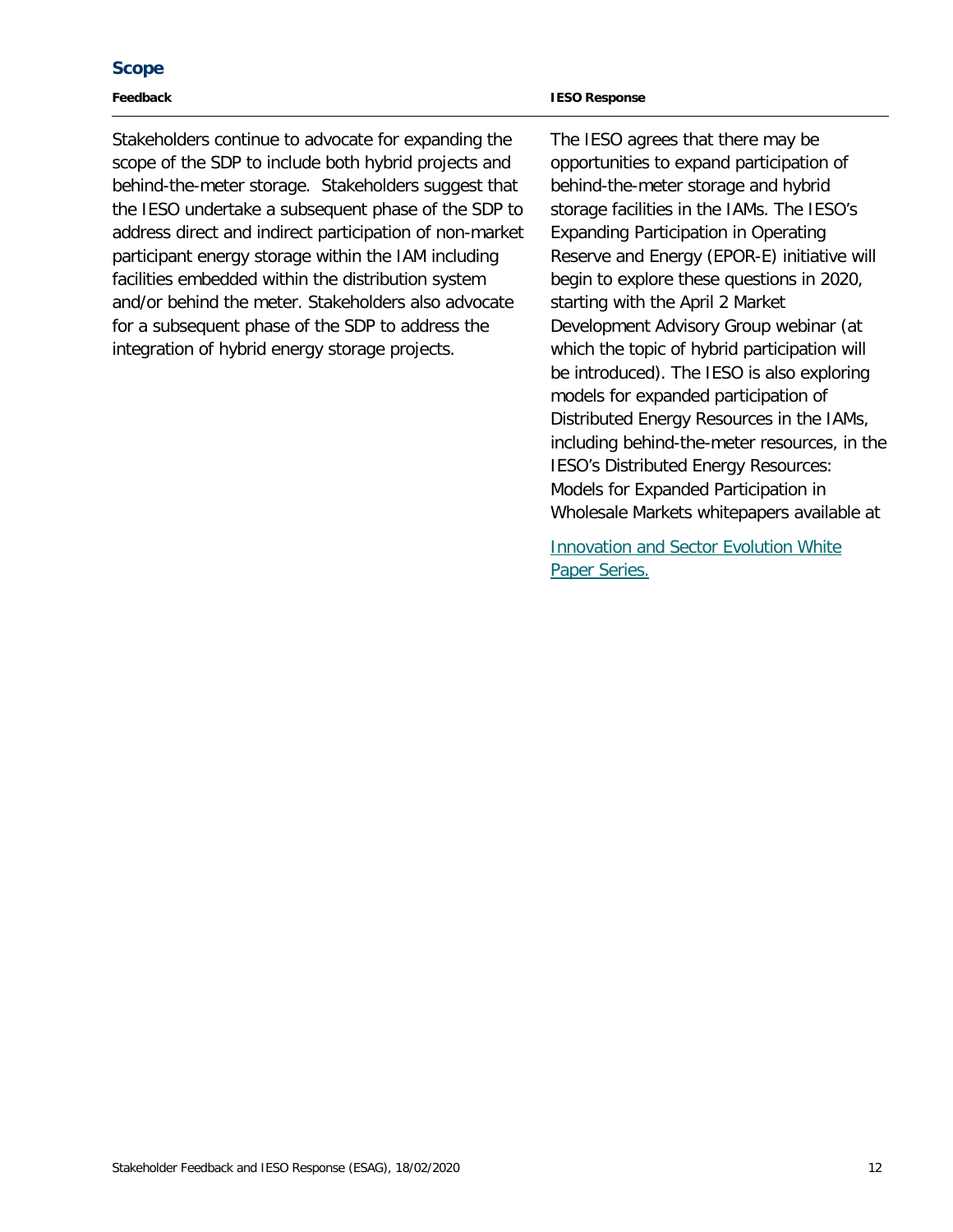## Scope

| Feedback | IESO Response |
| --- | --- |
| Stakeholders continue to advocate for expanding the scope of the SDP to include both hybrid projects and behind-the-meter storage. Stakeholders suggest that the IESO undertake a subsequent phase of the SDP to address direct and indirect participation of non-market participant energy storage within the IAM including facilities embedded within the distribution system and/or behind the meter. Stakeholders also advocate for a subsequent phase of the SDP to address the integration of hybrid energy storage projects. | The IESO agrees that there may be opportunities to expand participation of behind-the-meter storage and hybrid storage facilities in the IAMs. The IESO's Expanding Participation in Operating Reserve and Energy (EPOR-E) initiative will begin to explore these questions in 2020, starting with the April 2 Market Development Advisory Group webinar (at which the topic of hybrid participation will be introduced). The IESO is also exploring models for expanded participation of Distributed Energy Resources in the IAMs, including behind-the-meter resources, in the IESO's Distributed Energy Resources: Models for Expanded Participation in Wholesale Markets whitepapers available at Innovation and Sector Evolution White Paper Series. |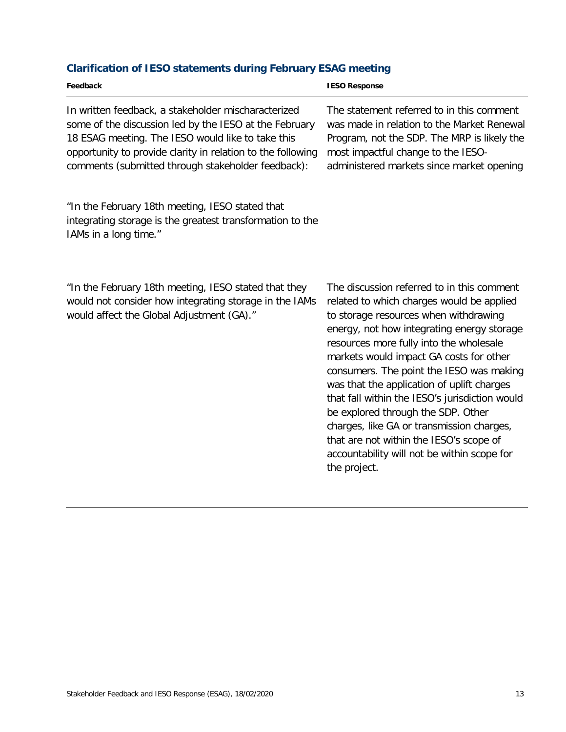### Clarification of IESO statements during February ESAG meeting

| Feedback | IESO Response |
|---|---|
| In written feedback, a stakeholder mischaracterized some of the discussion led by the IESO at the February 18 ESAG meeting. The IESO would like to take this opportunity to provide clarity in relation to the following comments (submitted through stakeholder feedback):<br><br>"In the February 18th meeting, IESO stated that integrating storage is the greatest transformation to the IAMs in a long time." | The statement referred to in this comment was made in relation to the Market Renewal Program, not the SDP. The MRP is likely the most impactful change to the IESO-administered markets since market opening |
| "In the February 18th meeting, IESO stated that they would not consider how integrating storage in the IAMs would affect the Global Adjustment (GA)." | The discussion referred to in this comment related to which charges would be applied to storage resources when withdrawing energy, not how integrating energy storage resources more fully into the wholesale markets would impact GA costs for other consumers. The point the IESO was making was that the application of uplift charges that fall within the IESO's jurisdiction would be explored through the SDP. Other charges, like GA or transmission charges, that are not within the IESO's scope of accountability will not be within scope for the project. |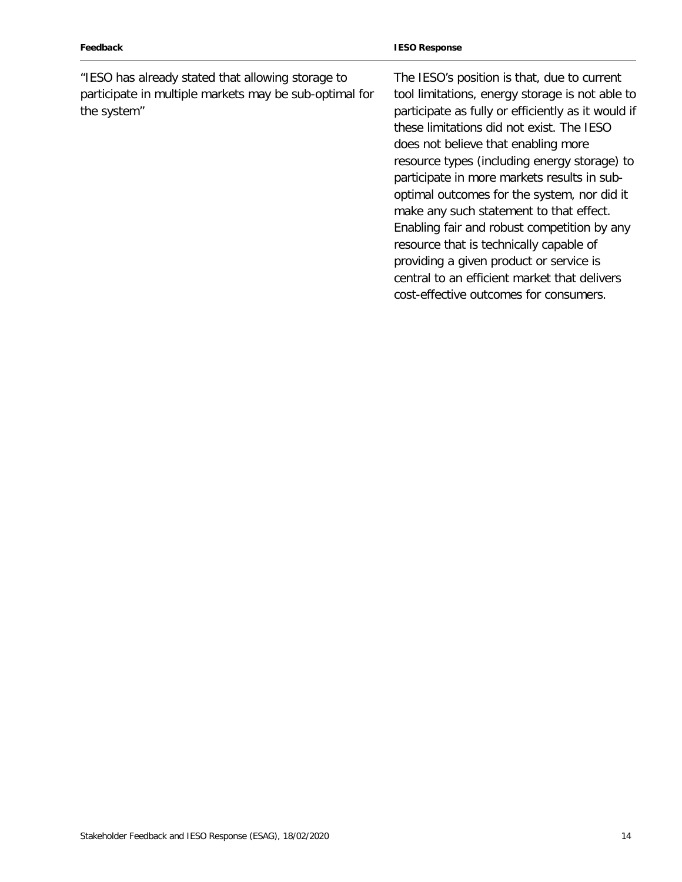| Feedback | IESO Response |
| --- | --- |
| "IESO has already stated that allowing storage to participate in multiple markets may be sub-optimal for the system" | The IESO's position is that, due to current tool limitations, energy storage is not able to participate as fully or efficiently as it would if these limitations did not exist. The IESO does not believe that enabling more resource types (including energy storage) to participate in more markets results in sub-optimal outcomes for the system, nor did it make any such statement to that effect. Enabling fair and robust competition by any resource that is technically capable of providing a given product or service is central to an efficient market that delivers cost-effective outcomes for consumers. |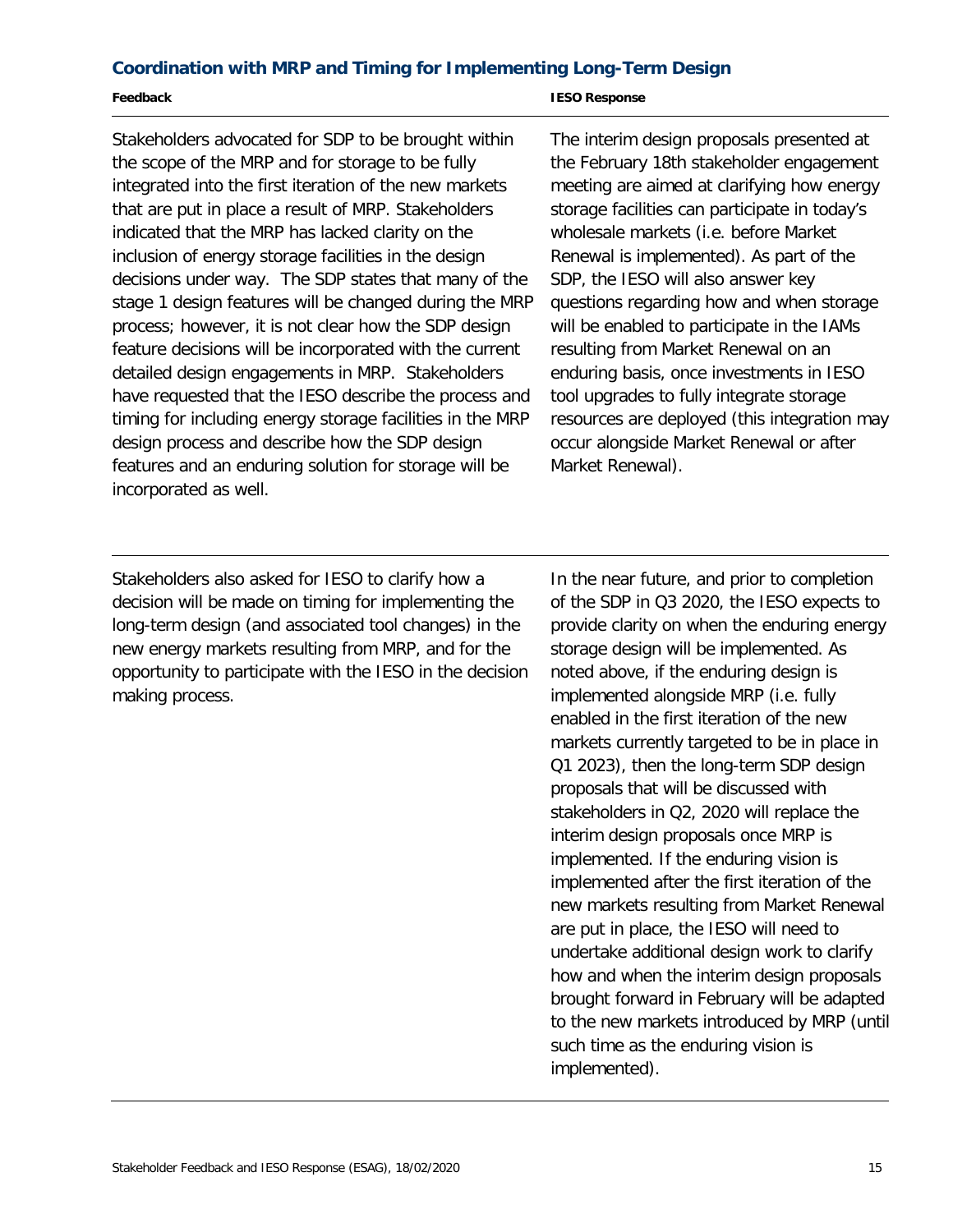### Coordination with MRP and Timing for Implementing Long-Term Design

| Feedback | IESO Response |
| --- | --- |
| Stakeholders advocated for SDP to be brought within the scope of the MRP and for storage to be fully integrated into the first iteration of the new markets that are put in place a result of MRP. Stakeholders indicated that the MRP has lacked clarity on the inclusion of energy storage facilities in the design decisions under way. The SDP states that many of the stage 1 design features will be changed during the MRP process; however, it is not clear how the SDP design feature decisions will be incorporated with the current detailed design engagements in MRP. Stakeholders have requested that the IESO describe the process and timing for including energy storage facilities in the MRP design process and describe how the SDP design features and an enduring solution for storage will be incorporated as well. | The interim design proposals presented at the February 18th stakeholder engagement meeting are aimed at clarifying how energy storage facilities can participate in today's wholesale markets (i.e. before Market Renewal is implemented). As part of the SDP, the IESO will also answer key questions regarding how and when storage will be enabled to participate in the IAMs resulting from Market Renewal on an enduring basis, once investments in IESO tool upgrades to fully integrate storage resources are deployed (this integration may occur alongside Market Renewal or after Market Renewal). |
| Stakeholders also asked for IESO to clarify how a decision will be made on timing for implementing the long-term design (and associated tool changes) in the new energy markets resulting from MRP, and for the opportunity to participate with the IESO in the decision making process. | In the near future, and prior to completion of the SDP in Q3 2020, the IESO expects to provide clarity on when the enduring energy storage design will be implemented. As noted above, if the enduring design is implemented alongside MRP (i.e. fully enabled in the first iteration of the new markets currently targeted to be in place in Q1 2023), then the long-term SDP design proposals that will be discussed with stakeholders in Q2, 2020 will replace the interim design proposals once MRP is implemented. If the enduring vision is implemented after the first iteration of the new markets resulting from Market Renewal are put in place, the IESO will need to undertake additional design work to clarify how and when the interim design proposals brought forward in February will be adapted to the new markets introduced by MRP (until such time as the enduring vision is implemented). |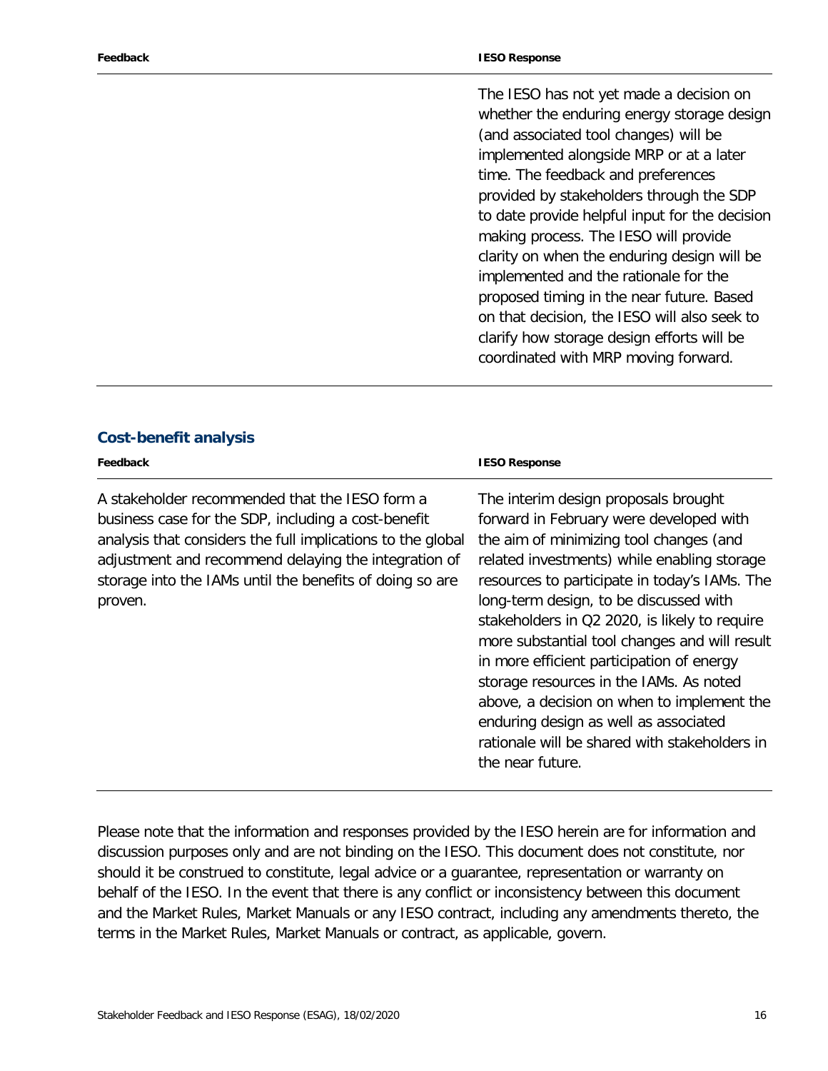| Feedback | IESO Response |
| --- | --- |
| | The IESO has not yet made a decision on whether the enduring energy storage design (and associated tool changes) will be implemented alongside MRP or at a later time. The feedback and preferences provided by stakeholders through the SDP to date provide helpful input for the decision making process. The IESO will provide clarity on when the enduring design will be implemented and the rationale for the proposed timing in the near future. Based on that decision, the IESO will also seek to clarify how storage design efforts will be coordinated with MRP moving forward. |

### Cost-benefit analysis

| Feedback | IESO Response |
| --- | --- |
| A stakeholder recommended that the IESO form a business case for the SDP, including a cost-benefit analysis that considers the full implications to the global adjustment and recommend delaying the integration of storage into the IAMs until the benefits of doing so are proven. | The interim design proposals brought forward in February were developed with the aim of minimizing tool changes (and related investments) while enabling storage resources to participate in today's IAMs. The long-term design, to be discussed with stakeholders in Q2 2020, is likely to require more substantial tool changes and will result in more efficient participation of energy storage resources in the IAMs. As noted above, a decision on when to implement the enduring design as well as associated rationale will be shared with stakeholders in the near future. |

Please note that the information and responses provided by the IESO herein are for information and discussion purposes only and are not binding on the IESO. This document does not constitute, nor should it be construed to constitute, legal advice or a guarantee, representation or warranty on behalf of the IESO. In the event that there is any conflict or inconsistency between this document and the Market Rules, Market Manuals or any IESO contract, including any amendments thereto, the terms in the Market Rules, Market Manuals or contract, as applicable, govern.